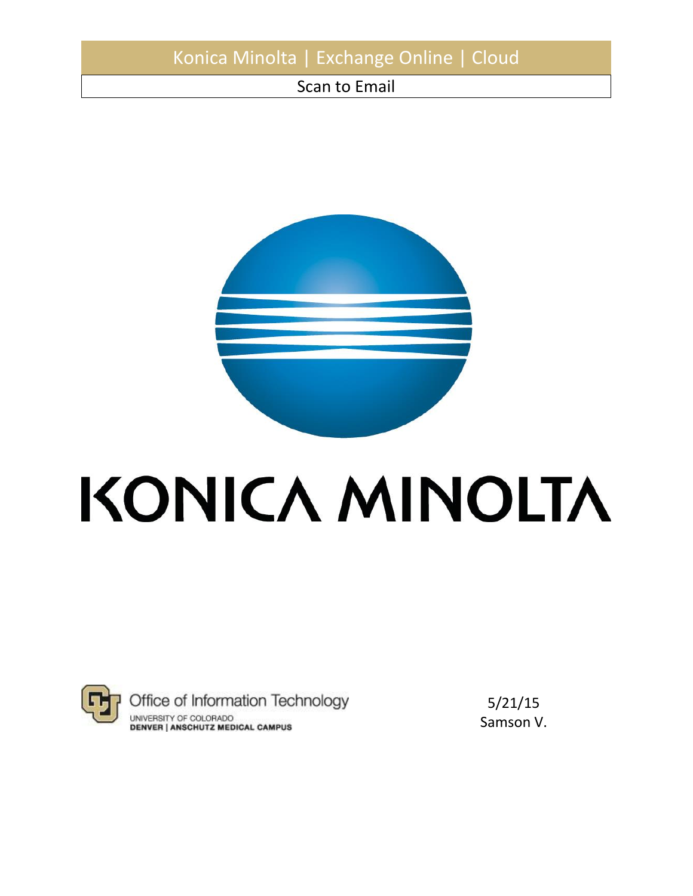# Konica Minolta | Exchange Online | Cloud

## Scan to Email

KONICA MINOLTA

Office of Information Technology
UNIVERSITY OF COLORADO
DENVER | ANSCHUTZ MEDICAL CAMPUS

5/21/15
Samson V.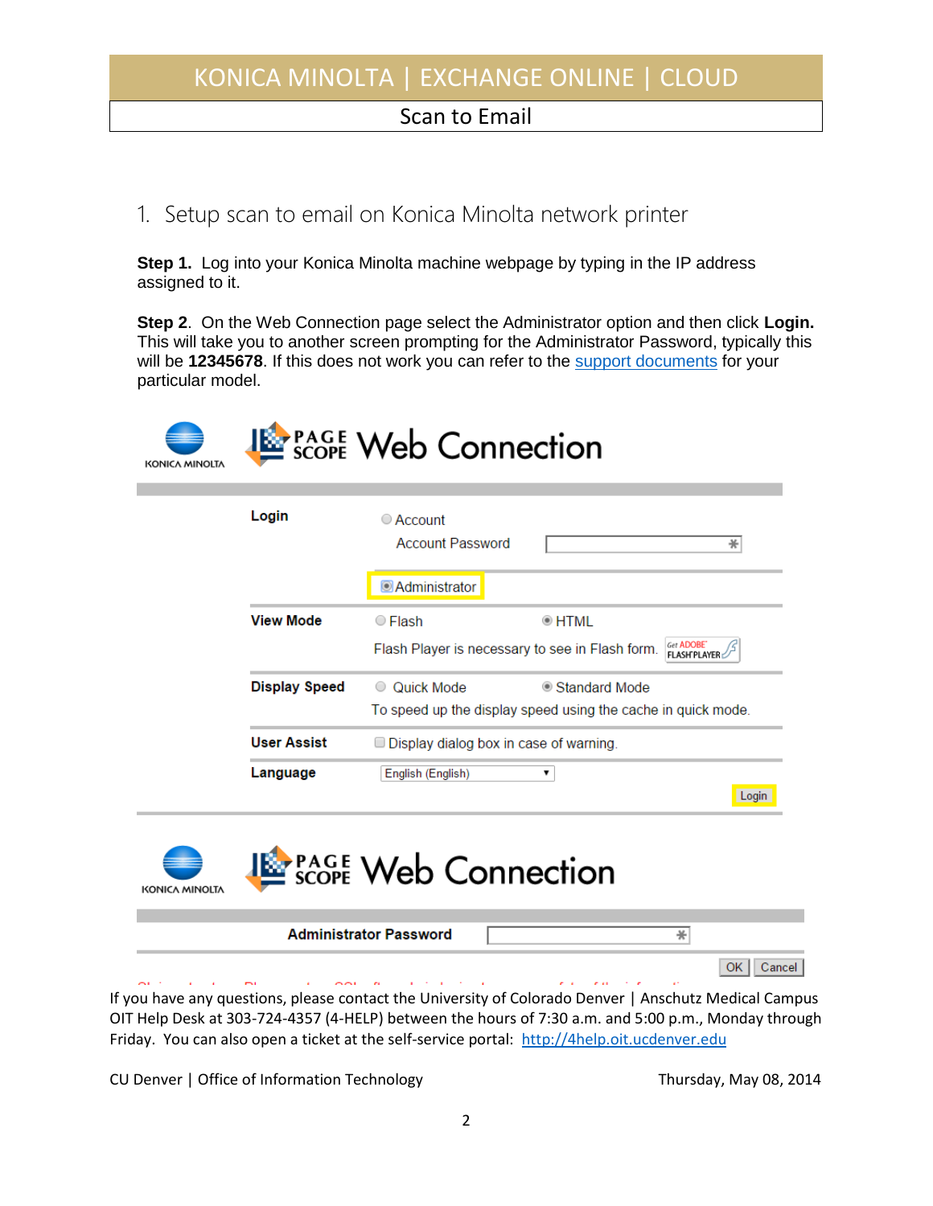## 1. Setup scan to email on Konica Minolta network printer

**Step 1.** Log into your Konica Minolta machine webpage by typing in the IP address assigned to it.

**Step 2**. On the Web Connection page select the Administrator option and then click **Login.** This will take you to another screen prompting for the Administrator Password, typically this will be **12345678**. If this does not work you can refer to the support documents for your particular model.

If you have any questions, please contact the University of Colorado Denver | Anschutz Medical Campus OIT Help Desk at 303-724-4357 (4-HELP) between the hours of 7:30 a.m. and 5:00 p.m., Monday through Friday. You can also open a ticket at the self-service portal: http://4help.oit.ucdenver.edu

CU Denver | Office of Information Technology Thursday, May 08, 2014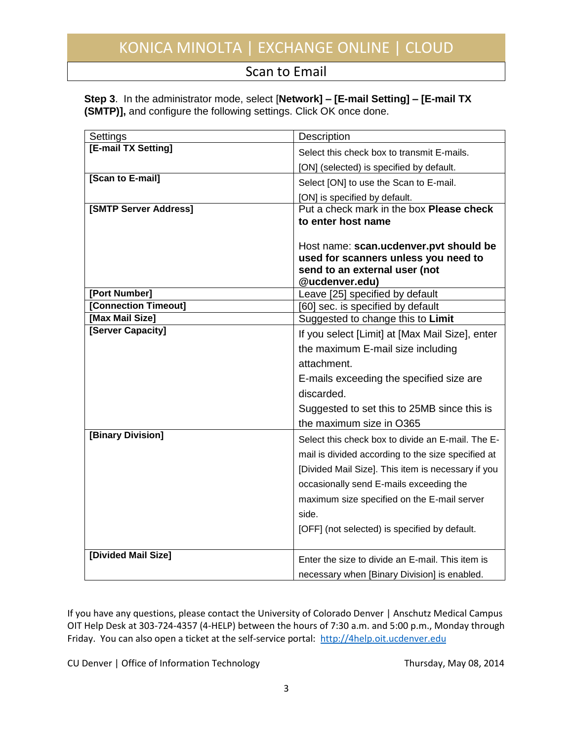# KONICA MINOLTA | EXCHANGE ONLINE | CLOUD

## Scan to Email

**Step 3**. In the administrator mode, select [**Network] – [E-mail Setting] – [E-mail TX (SMTP)],** and configure the following settings. Click OK once done.

| Settings | Description |
| --- | --- |
| **[E-mail TX Setting]** | Select this check box to transmit E-mails.<br>[ON] (selected) is specified by default. |
| **[Scan to E-mail]** | Select [ON] to use the Scan to E-mail.<br>[ON] is specified by default. |
| **[SMTP Server Address]** | Put a check mark in the box **Please check to enter host name**<br><br>Host name: **scan.ucdenver.pvt should be used for scanners unless you need to send to an external user (not @ucdenver.edu)** |
| **[Port Number]** | Leave [25] specified by default |
| **[Connection Timeout]** | [60] sec. is specified by default |
| **[Max Mail Size]** | Suggested to change this to **Limit** |
| **[Server Capacity]** | If you select [Limit] at [Max Mail Size], enter the maximum E-mail size including attachment.<br>E-mails exceeding the specified size are discarded.<br>Suggested to set this to 25MB since this is the maximum size in O365 |
| **[Binary Division]** | Select this check box to divide an E-mail. The E-mail is divided according to the size specified at [Divided Mail Size]. This item is necessary if you occasionally send E-mails exceeding the maximum size specified on the E-mail server side.<br>[OFF] (not selected) is specified by default. |
| **[Divided Mail Size]** | Enter the size to divide an E-mail. This item is necessary when [Binary Division] is enabled. |

If you have any questions, please contact the University of Colorado Denver | Anschutz Medical Campus OIT Help Desk at 303-724-4357 (4-HELP) between the hours of 7:30 a.m. and 5:00 p.m., Monday through Friday. You can also open a ticket at the self-service portal: [http://4help.oit.ucdenver.edu](http://4help.oit.ucdenver.edu)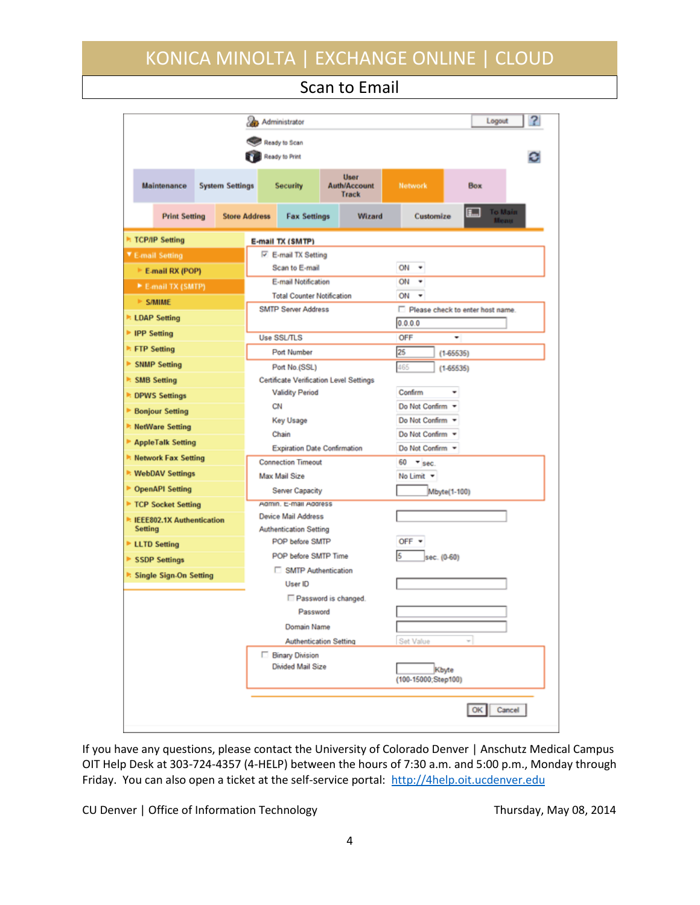# KONICA MINOLTA | EXCHANGE ONLINE | CLOUD

## Scan to Email

Administrator | Logout | ?

Ready to Scan
Ready to Print

Maintenance | System Settings | Security | User Auth/Account Track | Network | Box

Print Setting | Store Address | Fax Settings | Wizard | Customize | To Main Menu

- TCP/IP Setting
- E-mail Setting
  - E-mail RX (POP)
  - E-mail TX (SMTP)
  - S/MIME
- LDAP Setting
- IPP Setting
- FTP Setting
- SNMP Setting
- SMB Setting
- DPWS Settings
- Bonjour Setting
- NetWare Setting
- AppleTalk Setting
- Network Fax Setting
- WebDAV Settings
- OpenAPI Setting
- TCP Socket Setting
- IEEE802.1X Authentication Setting
- LLTD Setting
- SSDP Settings
- Single Sign-On Setting

**E-mail TX (SMTP)**

| Setting | Value |
|---|---|
| ☑ E-mail TX Setting | |
| Scan to E-mail | ON |
| E-mail Notification | ON |
| Total Counter Notification | ON |
| SMTP Server Address | ☐ Please check to enter host name. 0.0.0.0 |
| Use SSL/TLS | OFF |
| Port Number | 25 (1-65535) |
| Port No.(SSL) | 465 (1-65535) |
| Certificate Verification Level Settings | |
| Validity Period | Confirm |
| CN | Do Not Confirm |
| Key Usage | Do Not Confirm |
| Chain | Do Not Confirm |
| Expiration Date Confirmation | Do Not Confirm |
| Connection Timeout | 60 sec. |
| Max Mail Size | No Limit |
| Server Capacity | Mbyte(1-100) |
| Admin. E-mail Address | |
| Device Mail Address | |
| Authentication Setting | |
| POP before SMTP | OFF |
| POP before SMTP Time | 5 sec. (0-60) |
| ☐ SMTP Authentication | |
| User ID | |
| ☐ Password is changed. | |
| Password | |
| Domain Name | |
| Authentication Setting | Set Value |
| ☐ Binary Division | |
| Divided Mail Size | Kbyte (100-15000;Step100) |

OK | Cancel

If you have any questions, please contact the University of Colorado Denver | Anschutz Medical Campus OIT Help Desk at 303-724-4357 (4-HELP) between the hours of 7:30 a.m. and 5:00 p.m., Monday through Friday. You can also open a ticket at the self-service portal: http://4help.oit.ucdenver.edu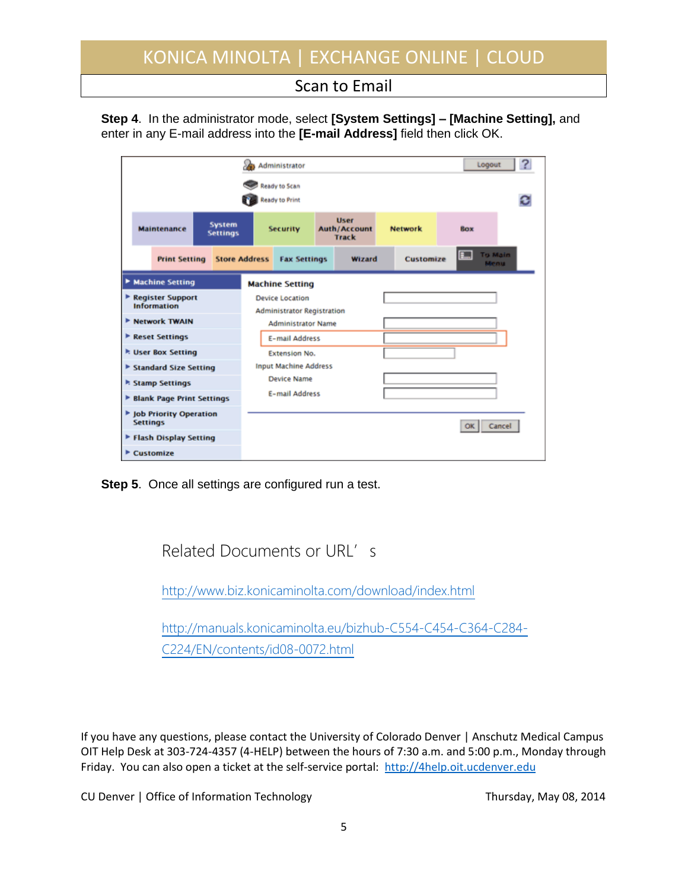**Step 4**. In the administrator mode, select **[System Settings] – [Machine Setting],** and enter in any E-mail address into the **[E-mail Address]** field then click OK.

**Step 5**. Once all settings are configured run a test.

## Related Documents or URL's

http://www.biz.konicaminolta.com/download/index.html

http://manuals.konicaminolta.eu/bizhub-C554-C454-C364-C284-C224/EN/contents/id08-0072.html

If you have any questions, please contact the University of Colorado Denver | Anschutz Medical Campus OIT Help Desk at 303-724-4357 (4-HELP) between the hours of 7:30 a.m. and 5:00 p.m., Monday through Friday. You can also open a ticket at the self-service portal: http://4help.oit.ucdenver.edu